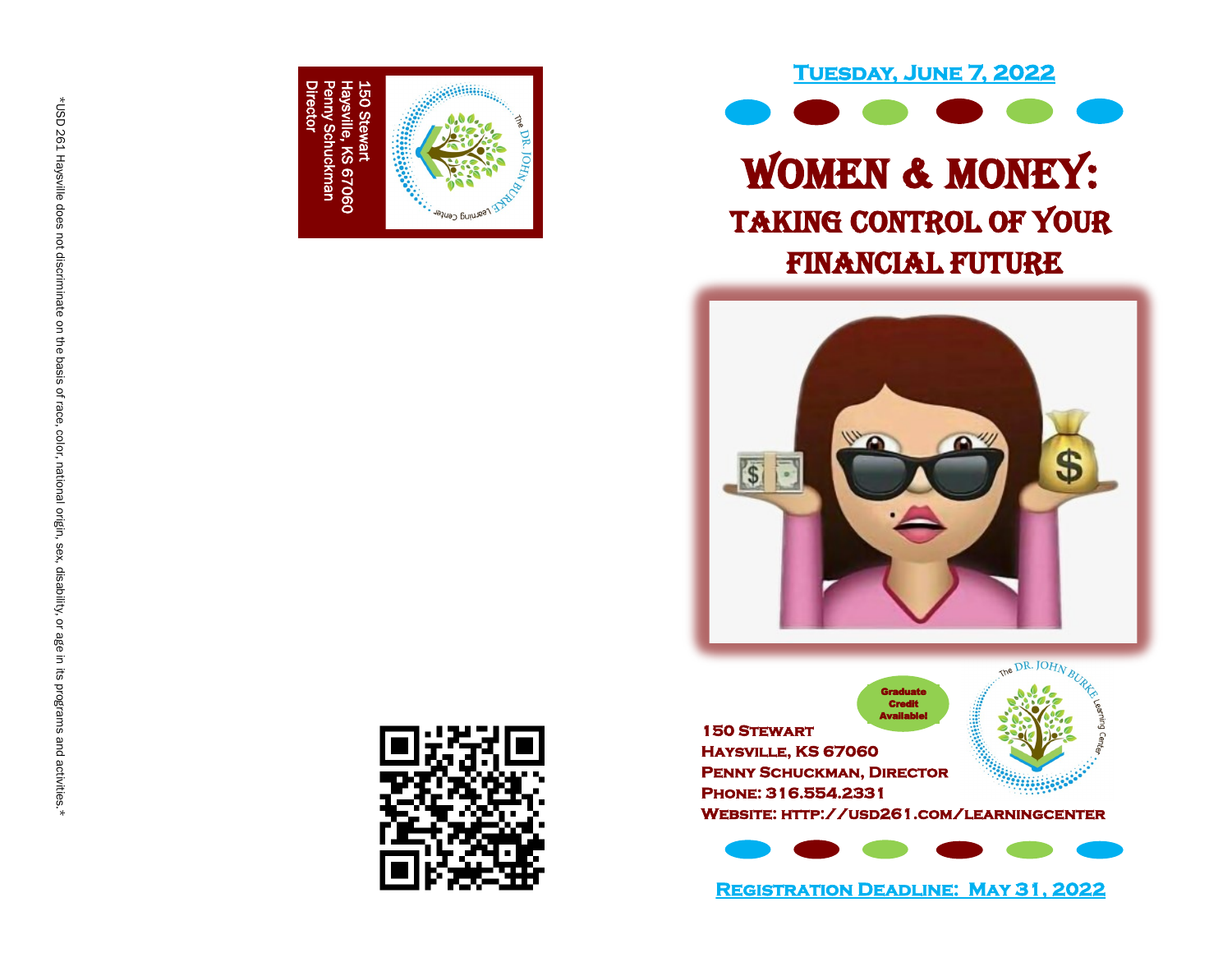*USD 261 Haysville does not discriminate on the basis of race, color, national origin, sex, disability, or age in its programs and activities.*

150 Stewart
Haysville, KS 67060
Penny Schuckman
Director

**Tuesday, June 7, 2022**

# Women & Money:

## Taking Control of Your Financial Future

Graduate Credit Available!

**150 Stewart**
**Haysville, KS 67060**
**Penny Schuckman, Director**
**Phone: 316.554.2331**
**Website: http://usd261.com/learningcenter**

The Dr. John Burke Learning Center

**Registration Deadline: May 31, 2022**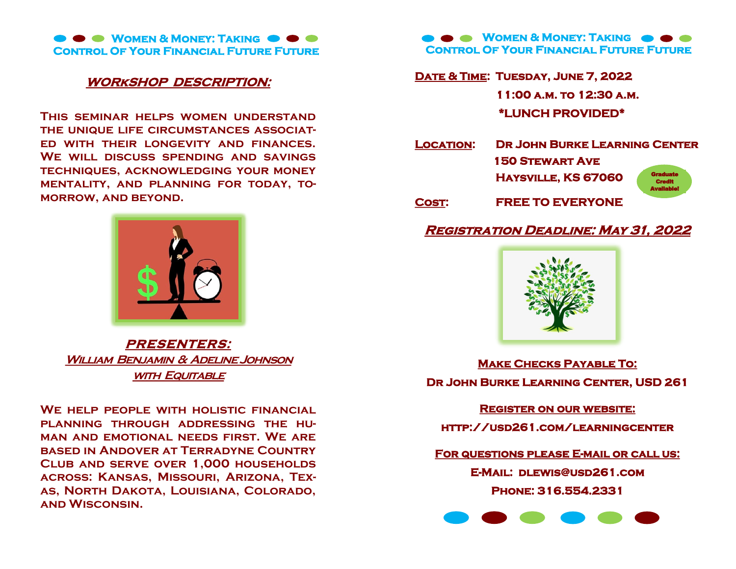# Women & Money: Taking Control Of Your Financial Future Future

## WORkSHOP DESCRIPTION:

This seminar helps women understand the unique life circumstances associated with their longevity and finances. We will discuss spending and savings techniques, acknowledging your money mentality, and planning for today, tomorrow, and beyond.

## PRESENTERS:

**William Benjamin & Adeline Johnson**
**with Equitable**

We help people with holistic financial planning through addressing the human and emotional needs first. We are based in Andover at Terradyne Country Club and serve over 1,000 households across: Kansas, Missouri, Arizona, Texas, North Dakota, Louisiana, Colorado, and Wisconsin.

# Women & Money: Taking Control Of Your Financial Future Future

**Date & Time:** Tuesday, June 7, 2022
11:00 a.m. to 12:30 a.m.
*LUNCH PROVIDED*

**Location:** Dr John Burke Learning Center
150 Stewart Ave
Haysville, KS 67060

Graduate Credit Available!

**Cost:** FREE TO EVERYONE

## Registration Deadline: May 31, 2022

**Make Checks Payable To:**
Dr John Burke Learning Center, USD 261

**Register on our website:**
http://usd261.com/learningcenter

**For questions please E-mail or call us:**
E-Mail: dlewis@usd261.com
Phone: 316.554.2331